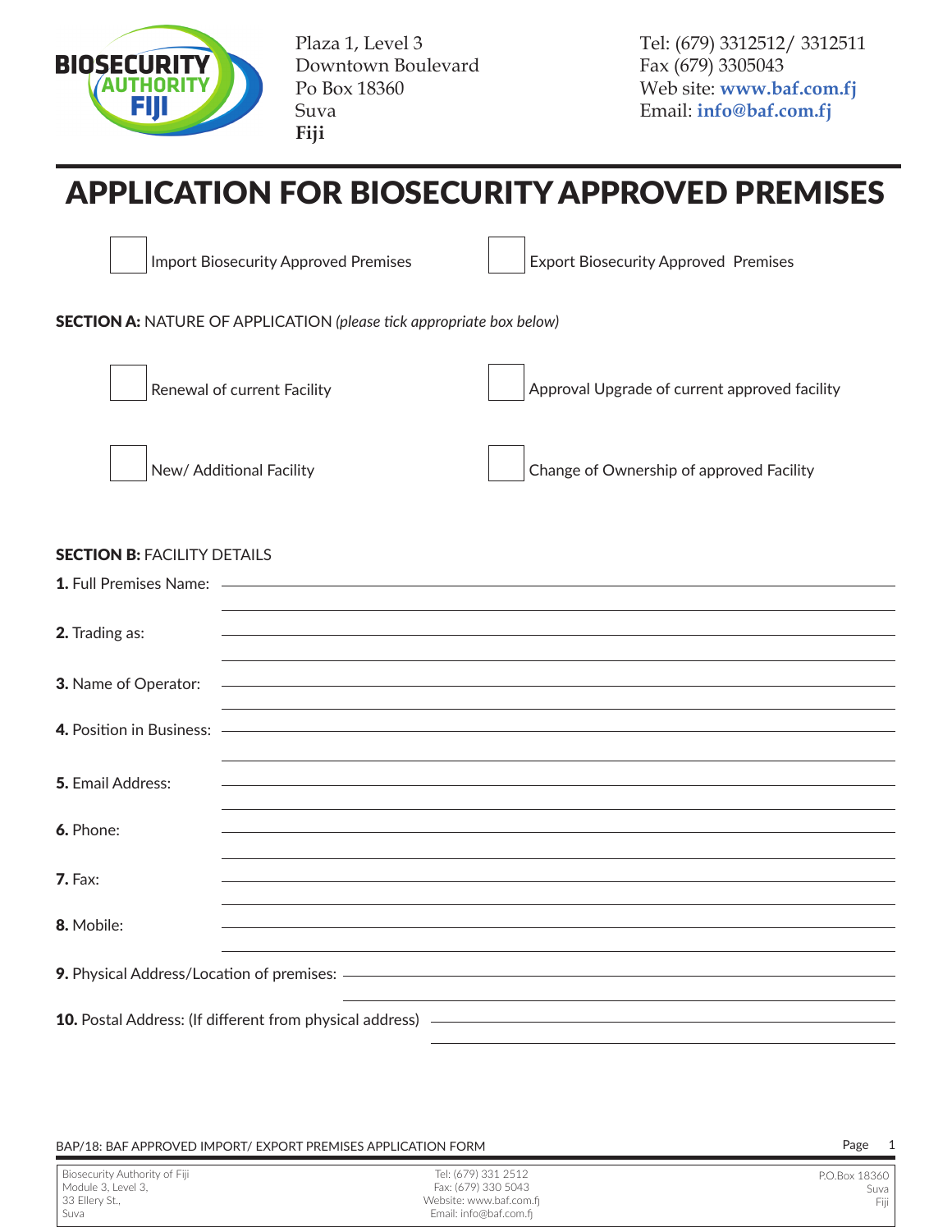BIOSECURITY AUTHORITY FIJI

Plaza 1, Level 3
Downtown Boulevard
Po Box 18360
Suva
**Fiji**

Tel: (679) 3312512/ 3312511
Fax (679) 3305043
Web site: **www.baf.com.fj**
Email: **info@baf.com.fj**

# APPLICATION FOR BIOSECURITY APPROVED PREMISES

☐ Import Biosecurity Approved Premises ☐ Export Biosecurity Approved Premises

**SECTION A:** NATURE OF APPLICATION *(please tick appropriate box below)*

☐ Renewal of current Facility ☐ Approval Upgrade of current approved facility

☐ New/ Additional Facility ☐ Change of Ownership of approved Facility

**SECTION B:** FACILITY DETAILS

**1.** Full Premises Name: ______________________________

**2.** Trading as: ______________________________

**3.** Name of Operator: ______________________________

**4.** Position in Business: ______________________________

**5.** Email Address: ______________________________

**6.** Phone: ______________________________

**7.** Fax: ______________________________

**8.** Mobile: ______________________________

**9.** Physical Address/Location of premises: ______________________________

**10.** Postal Address: (If different from physical address) ______________________________

BAP/18: BAF APPROVED IMPORT/ EXPORT PREMISES APPLICATION FORM

Biosecurity Authority of Fiji
Module 3, Level 3,
33 Ellery St.,
Suva

Tel: (679) 331 2512
Fax: (679) 330 5043
Website: www.baf.com.fj
Email: info@baf.com.fj

P.O.Box 18360
Suva
Fiji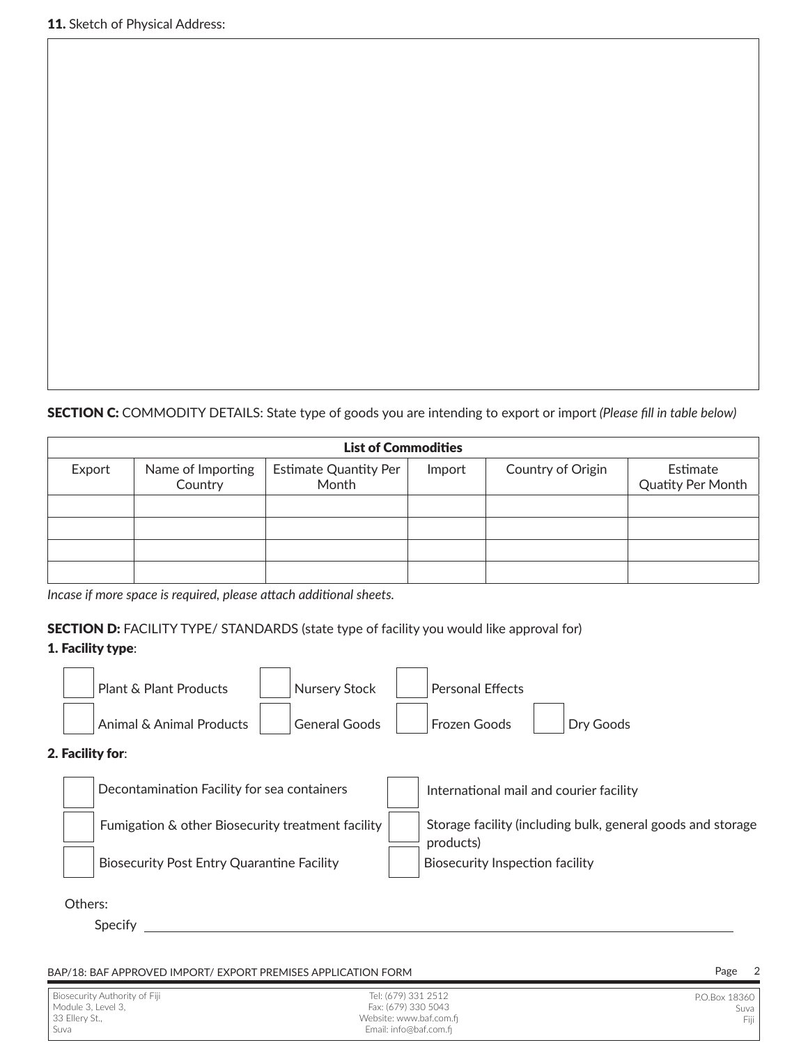**11.** Sketch of Physical Address:

**SECTION C:** COMMODITY DETAILS: State type of goods you are intending to export or import *(Please fill in table below)*

| List of Commodities | | | | | |
|---|---|---|---|---|---|
| Export | Name of Importing Country | Estimate Quantity Per Month | Import | Country of Origin | Estimate Quatity Per Month |
| | | | | | |
| | | | | | |
| | | | | | |
| | | | | | |

*Incase if more space is required, please attach additional sheets.*

**SECTION D:** FACILITY TYPE/ STANDARDS (state type of facility you would like approval for)

**1. Facility type**:

- ☐ Plant & Plant Products
- ☐ Nursery Stock
- ☐ Personal Effects
- ☐ Animal & Animal Products
- ☐ General Goods
- ☐ Frozen Goods
- ☐ Dry Goods

**2. Facility for**:

- ☐ Decontamination Facility for sea containers
- ☐ International mail and courier facility
- ☐ Fumigation & other Biosecurity treatment facility
- ☐ Storage facility (including bulk, general goods and storage products)
- ☐ Biosecurity Post Entry Quarantine Facility
- ☐ Biosecurity Inspection facility

Others:

Specify ______________________________

BAP/18: BAF APPROVED IMPORT/ EXPORT PREMISES APPLICATION FORM

Biosecurity Authority of Fiji
Module 3, Level 3,
33 Ellery St.,
Suva

Tel: (679) 331 2512
Fax: (679) 330 5043
Website: www.baf.com.fj
Email: info@baf.com.fj

P.O.Box 18360
Suva
Fiji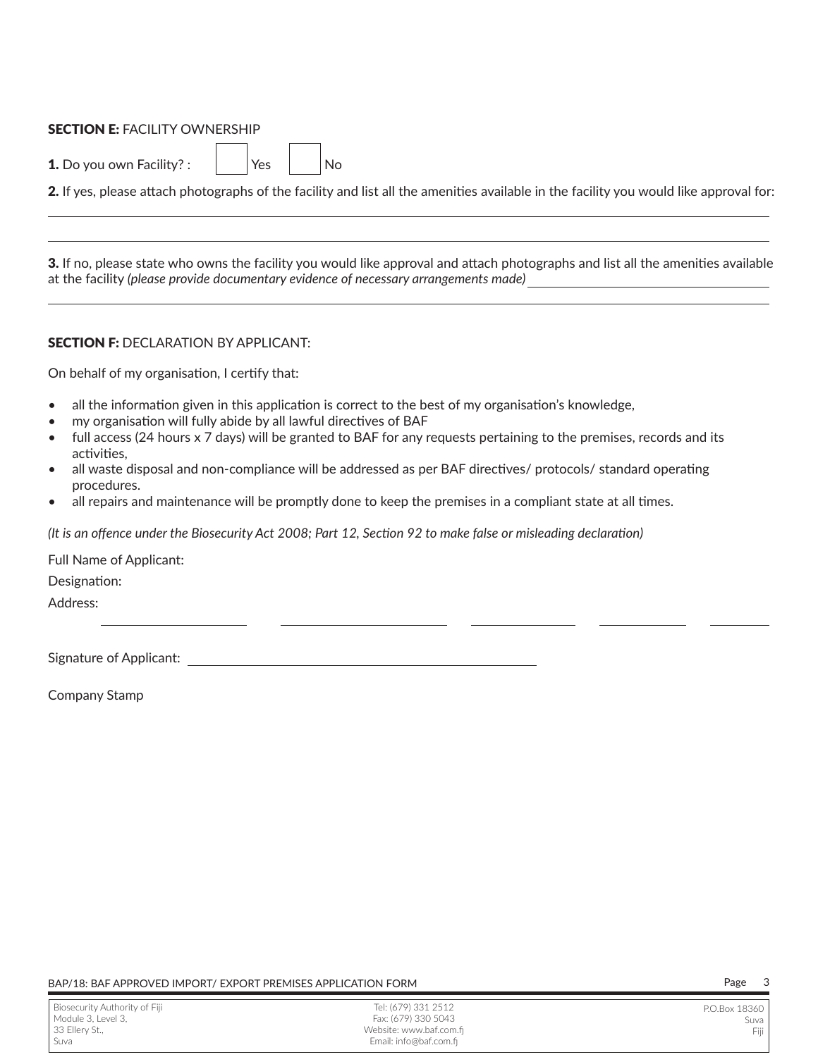**SECTION E:** FACILITY OWNERSHIP

**1.** Do you own Facility? : ☐ Yes ☐ No

**2.** If yes, please attach photographs of the facility and list all the amenities available in the facility you would like approval for:

______________________________________________________________________

______________________________________________________________________

**3.** If no, please state who owns the facility you would like approval and attach photographs and list all the amenities available at the facility *(please provide documentary evidence of necessary arrangements made)* ______________________

______________________________________________________________________

**SECTION F:** DECLARATION BY APPLICANT:

On behalf of my organisation, I certify that:

- all the information given in this application is correct to the best of my organisation's knowledge,
- my organisation will fully abide by all lawful directives of BAF
- full access (24 hours x 7 days) will be granted to BAF for any requests pertaining to the premises, records and its activities,
- all waste disposal and non-compliance will be addressed as per BAF directives/ protocols/ standard operating procedures.
- all repairs and maintenance will be promptly done to keep the premises in a compliant state at all times.

*(It is an offence under the Biosecurity Act 2008; Part 12, Section 92 to make false or misleading declaration)*

Full Name of Applicant:

Designation:

Address:

______________ ______________ ______________ ______________ ______________

Signature of Applicant: ______________________________

Company Stamp

BAP/18: BAF APPROVED IMPORT/ EXPORT PREMISES APPLICATION FORM

Biosecurity Authority of Fiji
Module 3, Level 3,
33 Ellery St.,
Suva

Tel: (679) 331 2512
Fax: (679) 330 5043
Website: www.baf.com.fj
Email: info@baf.com.fj

P.O.Box 18360
Suva
Fiji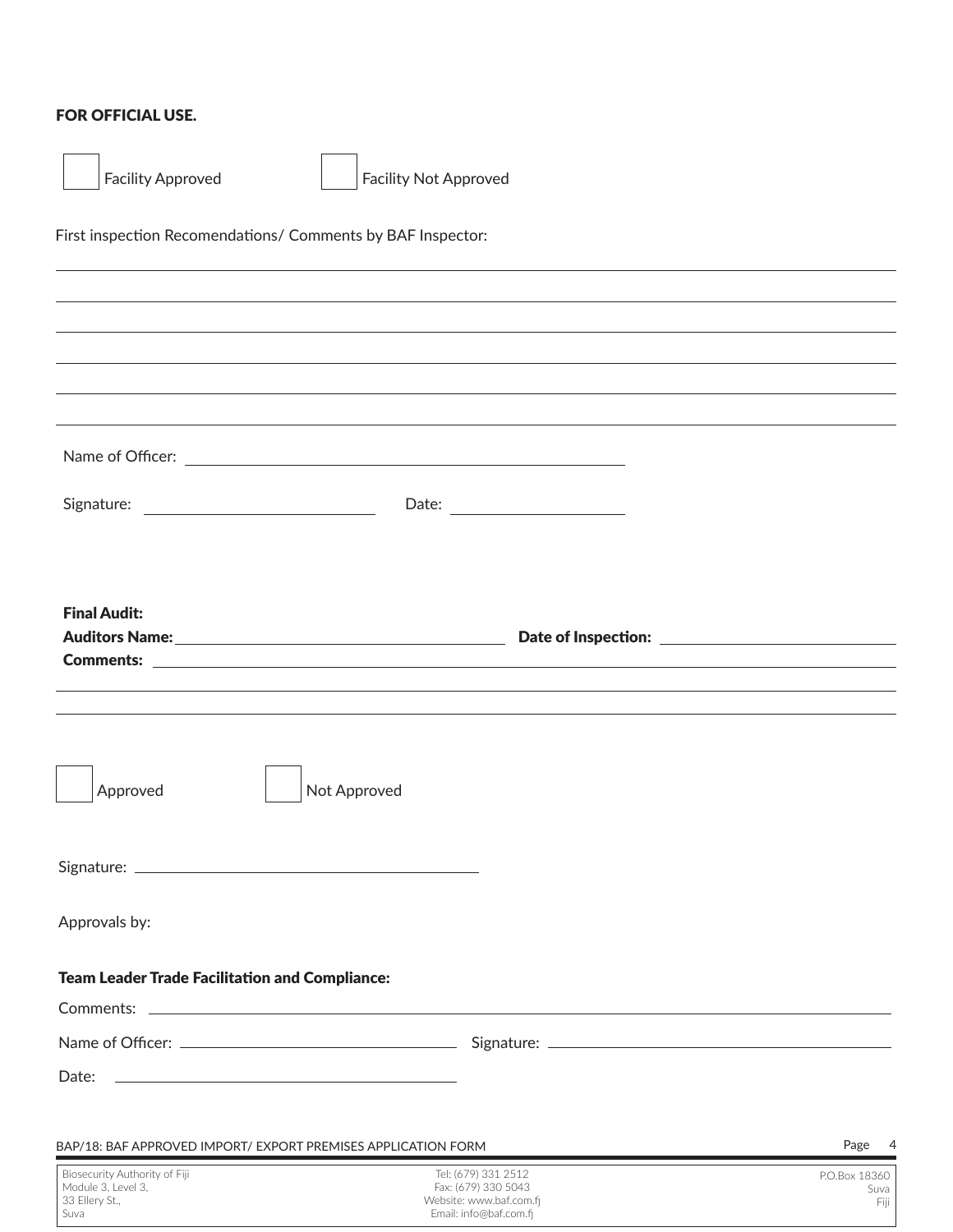**FOR OFFICIAL USE.**

☐ Facility Approved ☐ Facility Not Approved

First inspection Recomendations/ Comments by BAF Inspector:

\_\_\_\_\_\_\_\_\_\_\_\_\_\_\_\_\_\_\_\_\_\_\_\_\_\_\_\_\_\_\_\_\_\_\_\_\_\_\_\_\_\_\_\_\_\_\_\_\_\_\_\_\_\_\_\_\_\_\_\_

\_\_\_\_\_\_\_\_\_\_\_\_\_\_\_\_\_\_\_\_\_\_\_\_\_\_\_\_\_\_\_\_\_\_\_\_\_\_\_\_\_\_\_\_\_\_\_\_\_\_\_\_\_\_\_\_\_\_\_\_

\_\_\_\_\_\_\_\_\_\_\_\_\_\_\_\_\_\_\_\_\_\_\_\_\_\_\_\_\_\_\_\_\_\_\_\_\_\_\_\_\_\_\_\_\_\_\_\_\_\_\_\_\_\_\_\_\_\_\_\_

\_\_\_\_\_\_\_\_\_\_\_\_\_\_\_\_\_\_\_\_\_\_\_\_\_\_\_\_\_\_\_\_\_\_\_\_\_\_\_\_\_\_\_\_\_\_\_\_\_\_\_\_\_\_\_\_\_\_\_\_

\_\_\_\_\_\_\_\_\_\_\_\_\_\_\_\_\_\_\_\_\_\_\_\_\_\_\_\_\_\_\_\_\_\_\_\_\_\_\_\_\_\_\_\_\_\_\_\_\_\_\_\_\_\_\_\_\_\_\_\_

\_\_\_\_\_\_\_\_\_\_\_\_\_\_\_\_\_\_\_\_\_\_\_\_\_\_\_\_\_\_\_\_\_\_\_\_\_\_\_\_\_\_\_\_\_\_\_\_\_\_\_\_\_\_\_\_\_\_\_\_

Name of Officer: \_\_\_\_\_\_\_\_\_\_\_\_\_\_\_\_\_\_\_\_\_\_\_\_\_\_\_\_\_\_\_\_\_\_\_\_\_\_\_\_

Signature: \_\_\_\_\_\_\_\_\_\_\_\_\_\_\_\_\_\_\_\_\_\_ Date: \_\_\_\_\_\_\_\_\_\_\_\_\_\_\_\_\_\_

**Final Audit:**

**Auditors Name:** \_\_\_\_\_\_\_\_\_\_\_\_\_\_\_\_\_\_\_\_\_\_\_\_\_\_\_\_\_\_ **Date of Inspection:** \_\_\_\_\_\_\_\_\_\_\_\_\_\_\_\_\_\_\_\_

**Comments:** \_\_\_\_\_\_\_\_\_\_\_\_\_\_\_\_\_\_\_\_\_\_\_\_\_\_\_\_\_\_\_\_\_\_\_\_\_\_\_\_\_\_\_\_\_\_\_\_\_\_\_\_\_\_

\_\_\_\_\_\_\_\_\_\_\_\_\_\_\_\_\_\_\_\_\_\_\_\_\_\_\_\_\_\_\_\_\_\_\_\_\_\_\_\_\_\_\_\_\_\_\_\_\_\_\_\_\_\_\_\_\_\_\_\_

\_\_\_\_\_\_\_\_\_\_\_\_\_\_\_\_\_\_\_\_\_\_\_\_\_\_\_\_\_\_\_\_\_\_\_\_\_\_\_\_\_\_\_\_\_\_\_\_\_\_\_\_\_\_\_\_\_\_\_\_

☐ Approved ☐ Not Approved

Signature: \_\_\_\_\_\_\_\_\_\_\_\_\_\_\_\_\_\_\_\_\_\_\_\_\_\_\_\_\_\_\_\_\_\_

Approvals by:

**Team Leader Trade Facilitation and Compliance:**

Comments: \_\_\_\_\_\_\_\_\_\_\_\_\_\_\_\_\_\_\_\_\_\_\_\_\_\_\_\_\_\_\_\_\_\_\_\_\_\_\_\_\_\_\_\_\_\_\_\_\_\_\_\_\_\_

Name of Officer: \_\_\_\_\_\_\_\_\_\_\_\_\_\_\_\_\_\_\_\_\_\_\_\_\_\_\_\_ Signature: \_\_\_\_\_\_\_\_\_\_\_\_\_\_\_\_\_\_\_\_\_\_\_\_\_\_\_\_\_\_\_\_

Date: \_\_\_\_\_\_\_\_\_\_\_\_\_\_\_\_\_\_\_\_\_\_\_\_\_\_\_\_\_\_\_\_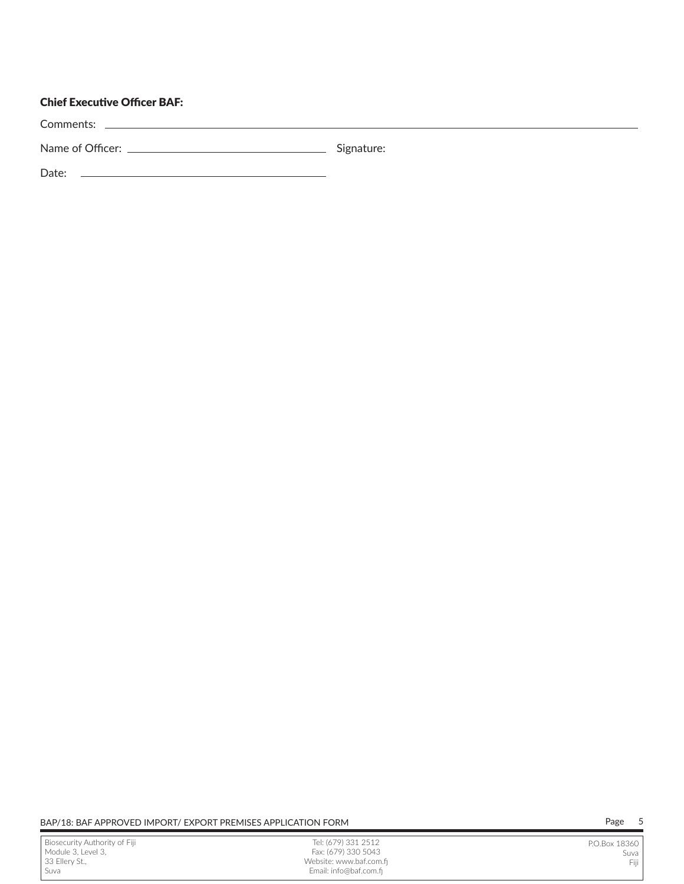**Chief Executive Officer BAF:**

Comments: ____________________________________________________________________________

Name of Officer: ______________________________ Signature:

Date: ______________________________